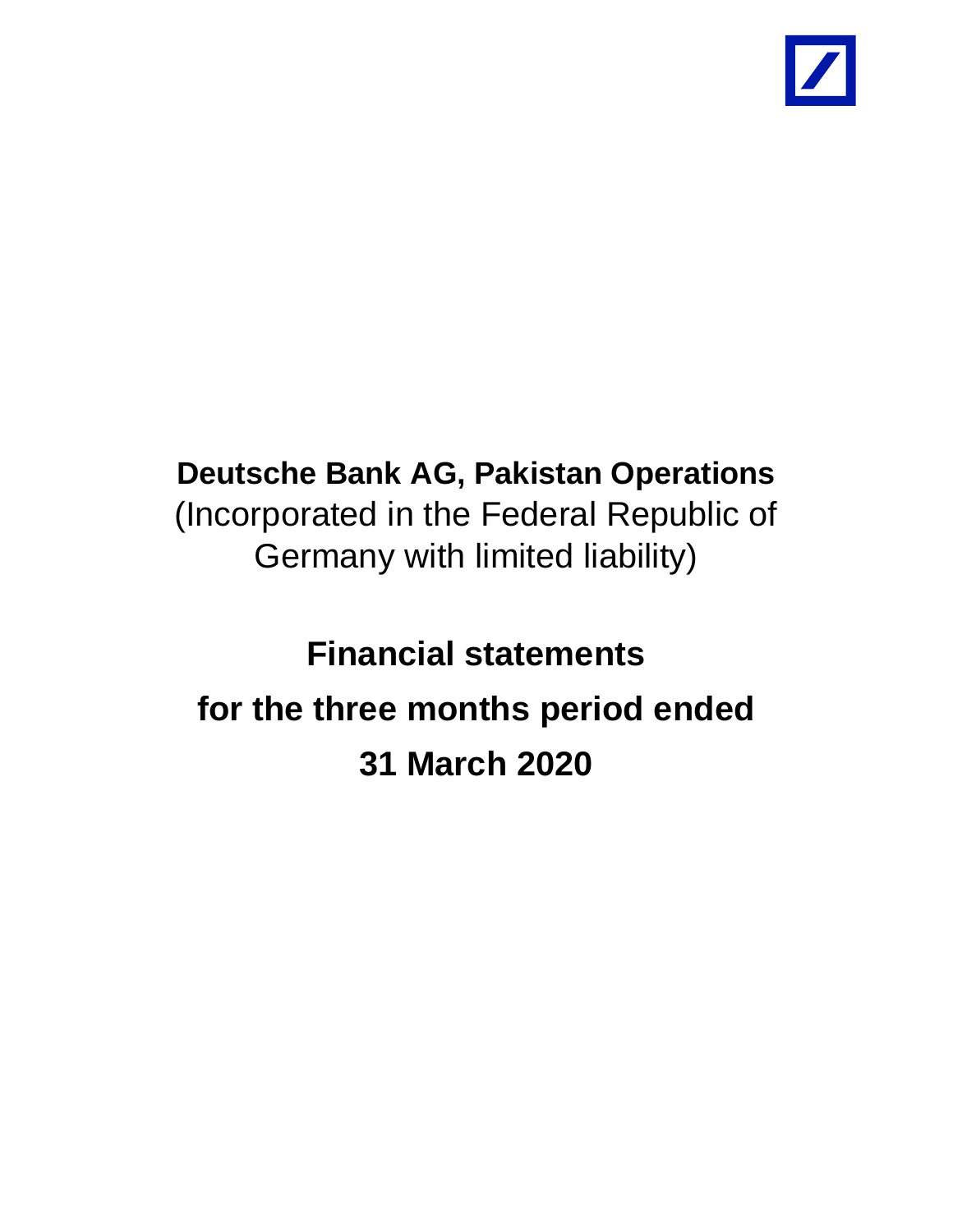# Deutsche Bank AG, Pakistan Operations

(Incorporated in the Federal Republic of Germany with limited liability)

# Financial statements for the three months period ended 31 March 2020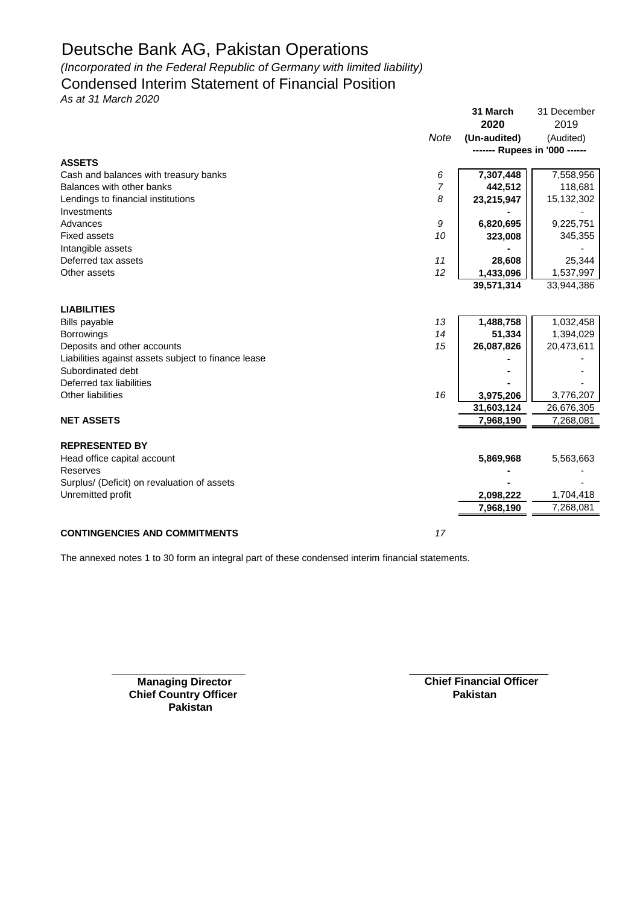# Deutsche Bank AG, Pakistan Operations

*(Incorporated in the Federal Republic of Germany with limited liability)*

## Condensed Interim Statement of Financial Position

*As at 31 March 2020*

| | Note | 31 March 2020 (Un-audited) | 31 December 2019 (Audited) |
|---|---|---|---|
| | | ------- Rupees in '000 ------ | |
| **ASSETS** | | | |
| Cash and balances with treasury banks | 6 | 7,307,448 | 7,558,956 |
| Balances with other banks | 7 | 442,512 | 118,681 |
| Lendings to financial institutions | 8 | 23,215,947 | 15,132,302 |
| Investments | | - | - |
| Advances | 9 | 6,820,695 | 9,225,751 |
| Fixed assets | 10 | 323,008 | 345,355 |
| Intangible assets | | - | - |
| Deferred tax assets | 11 | 28,608 | 25,344 |
| Other assets | 12 | 1,433,096 | 1,537,997 |
| | | 39,571,314 | 33,944,386 |
| **LIABILITIES** | | | |
| Bills payable | 13 | 1,488,758 | 1,032,458 |
| Borrowings | 14 | 51,334 | 1,394,029 |
| Deposits and other accounts | 15 | 26,087,826 | 20,473,611 |
| Liabilities against assets subject to finance lease | | - | - |
| Subordinated debt | | - | - |
| Deferred tax liabilities | | - | - |
| Other liabilities | 16 | 3,975,206 | 3,776,207 |
| | | 31,603,124 | 26,676,305 |
| **NET ASSETS** | | 7,968,190 | 7,268,081 |
| **REPRESENTED BY** | | | |
| Head office capital account | | 5,869,968 | 5,563,663 |
| Reserves | | - | - |
| Surplus/ (Deficit) on revaluation of assets | | - | - |
| Unremitted profit | | 2,098,222 | 1,704,418 |
| | | 7,968,190 | 7,268,081 |
| **CONTINGENCIES AND COMMITMENTS** | 17 | | |

The annexed notes 1 to 30 form an integral part of these condensed interim financial statements.

**Managing Director**
**Chief Country Officer**
**Pakistan**

**Chief Financial Officer**
**Pakistan**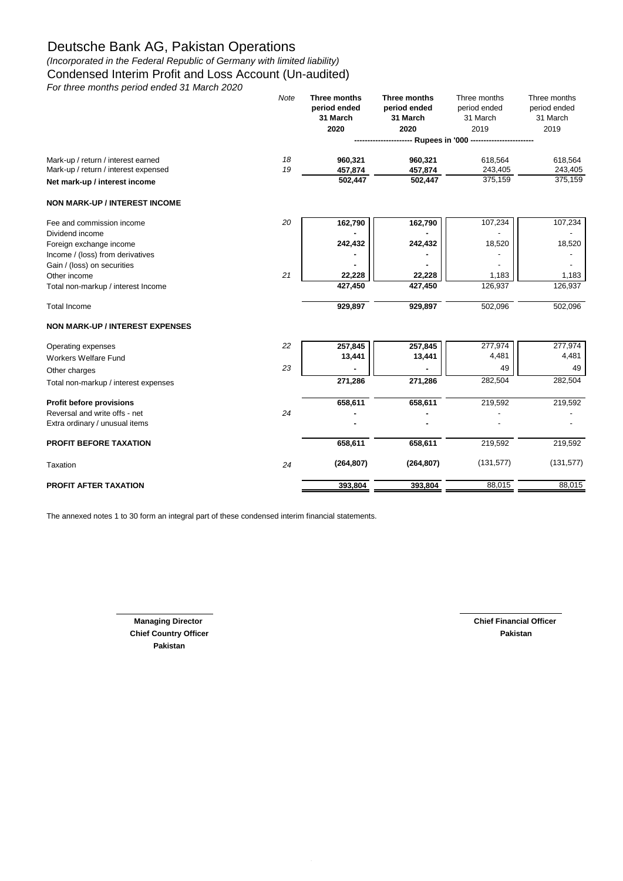# Deutsche Bank AG, Pakistan Operations

*(Incorporated in the Federal Republic of Germany with limited liability)*

## Condensed Interim Profit and Loss Account (Un-audited)

*For three months period ended 31 March 2020*

| | Note | Three months period ended 31 March 2020 | Three months period ended 31 March 2020 | Three months period ended 31 March 2019 | Three months period ended 31 March 2019 |
|---|---|---|---|---|---|
| | | ---------------------- Rupees in '000 ---------------------- | | | |
| Mark-up / return / interest earned | 18 | 960,321 | 960,321 | 618,564 | 618,564 |
| Mark-up / return / interest expensed | 19 | 457,874 | 457,874 | 243,405 | 243,405 |
| **Net mark-up / interest income** | | 502,447 | 502,447 | 375,159 | 375,159 |
| **NON MARK-UP / INTEREST INCOME** | | | | | |
| Fee and commission income | 20 | 162,790 | 162,790 | 107,234 | 107,234 |
| Dividend income | | - | - | - | - |
| Foreign exchange income | | 242,432 | 242,432 | 18,520 | 18,520 |
| Income / (loss) from derivatives | | - | - | - | - |
| Gain / (loss) on securities | | - | - | - | - |
| Other income | 21 | 22,228 | 22,228 | 1,183 | 1,183 |
| Total non-markup / interest Income | | 427,450 | 427,450 | 126,937 | 126,937 |
| Total Income | | 929,897 | 929,897 | 502,096 | 502,096 |
| **NON MARK-UP / INTEREST EXPENSES** | | | | | |
| Operating expenses | 22 | 257,845 | 257,845 | 277,974 | 277,974 |
| Workers Welfare Fund | | 13,441 | 13,441 | 4,481 | 4,481 |
| Other charges | 23 | - | - | 49 | 49 |
| Total non-markup / interest expenses | | 271,286 | 271,286 | 282,504 | 282,504 |
| **Profit before provisions** | | 658,611 | 658,611 | 219,592 | 219,592 |
| Reversal and write offs - net | 24 | - | - | - | - |
| Extra ordinary / unusual items | | - | - | - | - |
| **PROFIT BEFORE TAXATION** | | 658,611 | 658,611 | 219,592 | 219,592 |
| Taxation | 24 | (264,807) | (264,807) | (131,577) | (131,577) |
| **PROFIT AFTER TAXATION** | | 393,804 | 393,804 | 88,015 | 88,015 |

The annexed notes 1 to 30 form an integral part of these condensed interim financial statements.

**Managing Director**
**Chief Country Officer**
**Pakistan**

**Chief Financial Officer**
**Pakistan**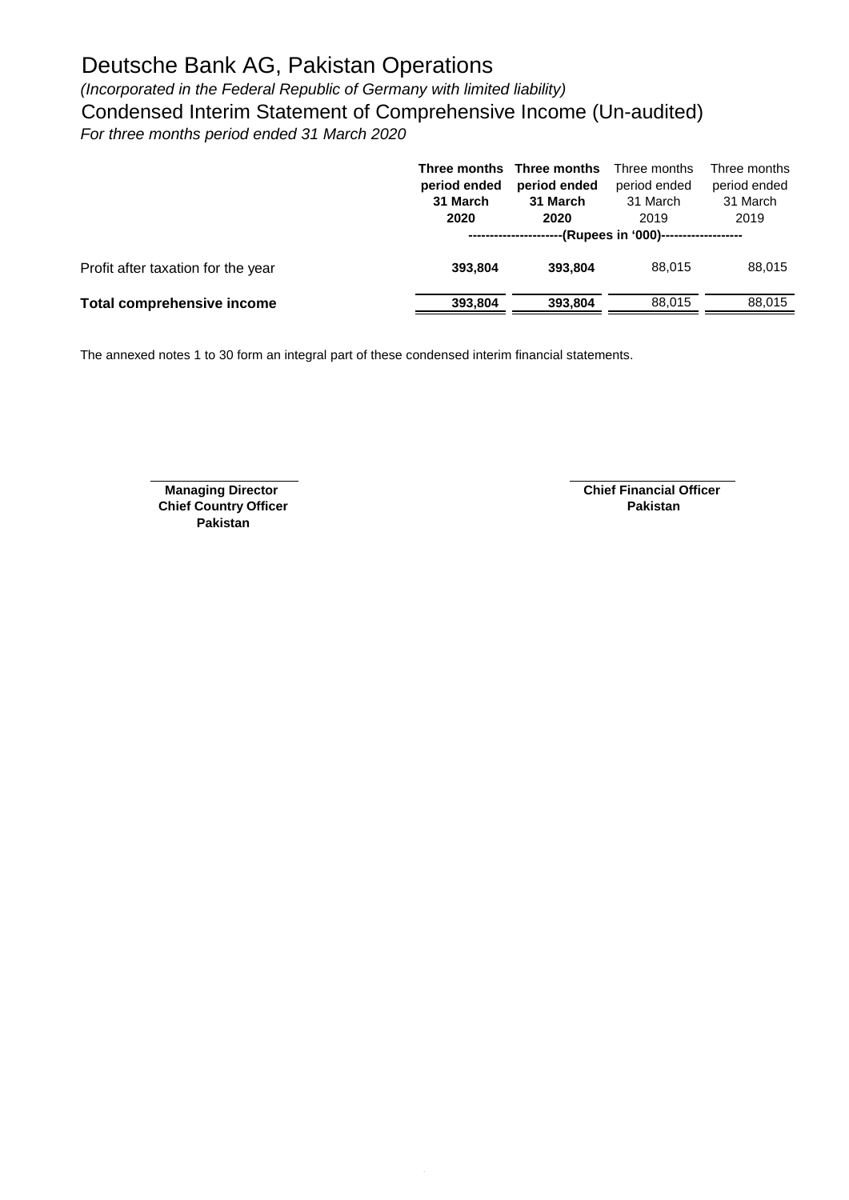# Deutsche Bank AG, Pakistan Operations

*(Incorporated in the Federal Republic of Germany with limited liability)*

## Condensed Interim Statement of Comprehensive Income (Un-audited)

*For three months period ended 31 March 2020*

| | **Three months period ended 31 March 2020** | **Three months period ended 31 March 2020** | Three months period ended 31 March 2019 | Three months period ended 31 March 2019 |
|---|---|---|---|---|
| | **----------------------(Rupees in '000)-------------------** | | | |
| Profit after taxation for the year | **393,804** | **393,804** | 88,015 | 88,015 |
| **Total comprehensive income** | **393,804** | **393,804** | 88,015 | 88,015 |

The annexed notes 1 to 30 form an integral part of these condensed interim financial statements.

**Managing Director**
**Chief Country Officer**
**Pakistan**

**Chief Financial Officer**
**Pakistan**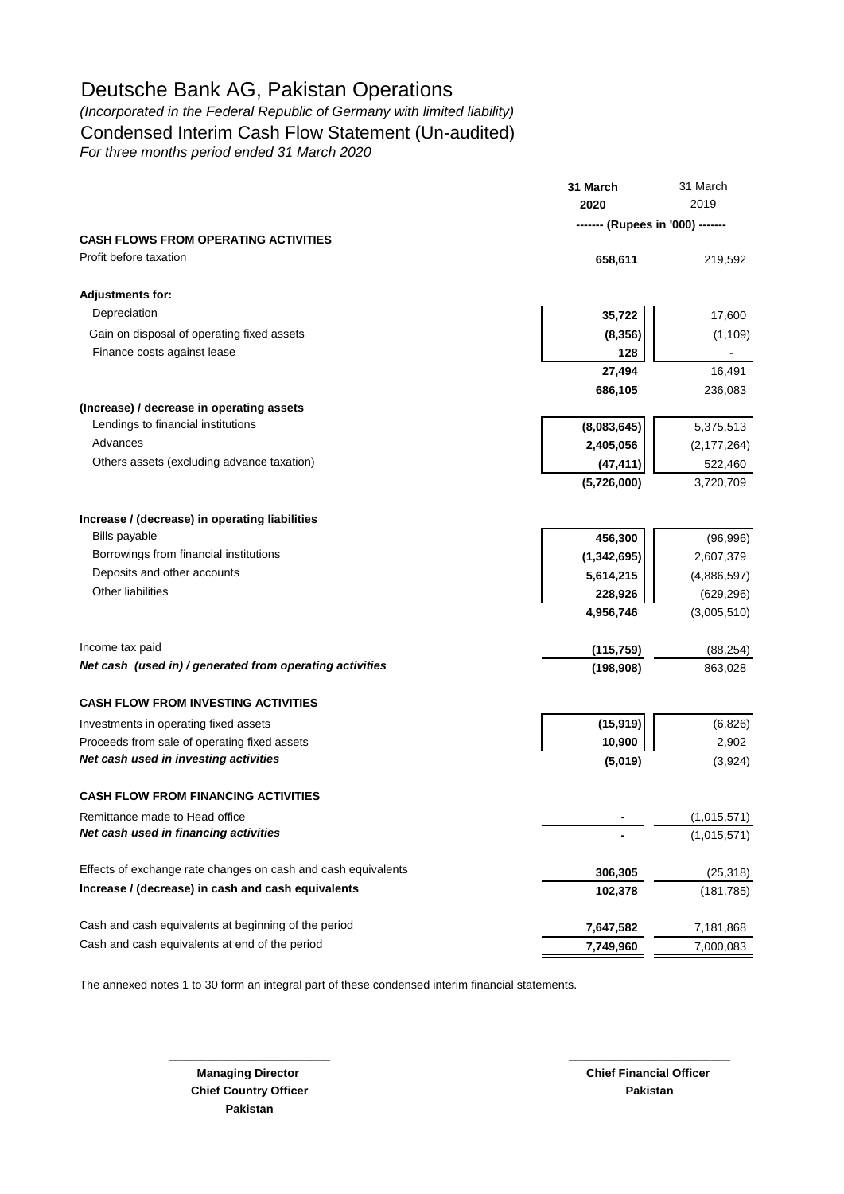# Deutsche Bank AG, Pakistan Operations

*(Incorporated in the Federal Republic of Germany with limited liability)*

## Condensed Interim Cash Flow Statement (Un-audited)

*For three months period ended 31 March 2020*

| | **31 March 2020** | 31 March 2019 |
|---|---|---|
| | ------- (Rupees in '000) ------- | |
| **CASH FLOWS FROM OPERATING ACTIVITIES** | | |
| Profit before taxation | **658,611** | 219,592 |
| | | |
| **Adjustments for:** | | |
| Depreciation | **35,722** | 17,600 |
| Gain on disposal of operating fixed assets | **(8,356)** | (1,109) |
| Finance costs against lease | **128** | - |
| | **27,494** | 16,491 |
| | **686,105** | 236,083 |
| **(Increase) / decrease in operating assets** | | |
| Lendings to financial institutions | **(8,083,645)** | 5,375,513 |
| Advances | **2,405,056** | (2,177,264) |
| Others assets (excluding advance taxation) | **(47,411)** | 522,460 |
| | **(5,726,000)** | 3,720,709 |
| | | |
| **Increase / (decrease) in operating liabilities** | | |
| Bills payable | **456,300** | (96,996) |
| Borrowings from financial institutions | **(1,342,695)** | 2,607,379 |
| Deposits and other accounts | **5,614,215** | (4,886,597) |
| Other liabilities | **228,926** | (629,296) |
| | **4,956,746** | (3,005,510) |
| | | |
| Income tax paid | **(115,759)** | (88,254) |
| ***Net cash (used in) / generated from operating activities*** | **(198,908)** | 863,028 |
| | | |
| **CASH FLOW FROM INVESTING ACTIVITIES** | | |
| Investments in operating fixed assets | **(15,919)** | (6,826) |
| Proceeds from sale of operating fixed assets | **10,900** | 2,902 |
| ***Net cash used in investing activities*** | **(5,019)** | (3,924) |
| | | |
| **CASH FLOW FROM FINANCING ACTIVITIES** | | |
| Remittance made to Head office | **-** | (1,015,571) |
| ***Net cash used in financing activities*** | **-** | (1,015,571) |
| | | |
| Effects of exchange rate changes on cash and cash equivalents | **306,305** | (25,318) |
| **Increase / (decrease) in cash and cash equivalents** | **102,378** | (181,785) |
| | | |
| Cash and cash equivalents at beginning of the period | **7,647,582** | 7,181,868 |
| Cash and cash equivalents at end of the period | **7,749,960** | 7,000,083 |

The annexed notes 1 to 30 form an integral part of these condensed interim financial statements.

**Managing Director**
**Chief Country Officer**
**Pakistan**

**Chief Financial Officer**
**Pakistan**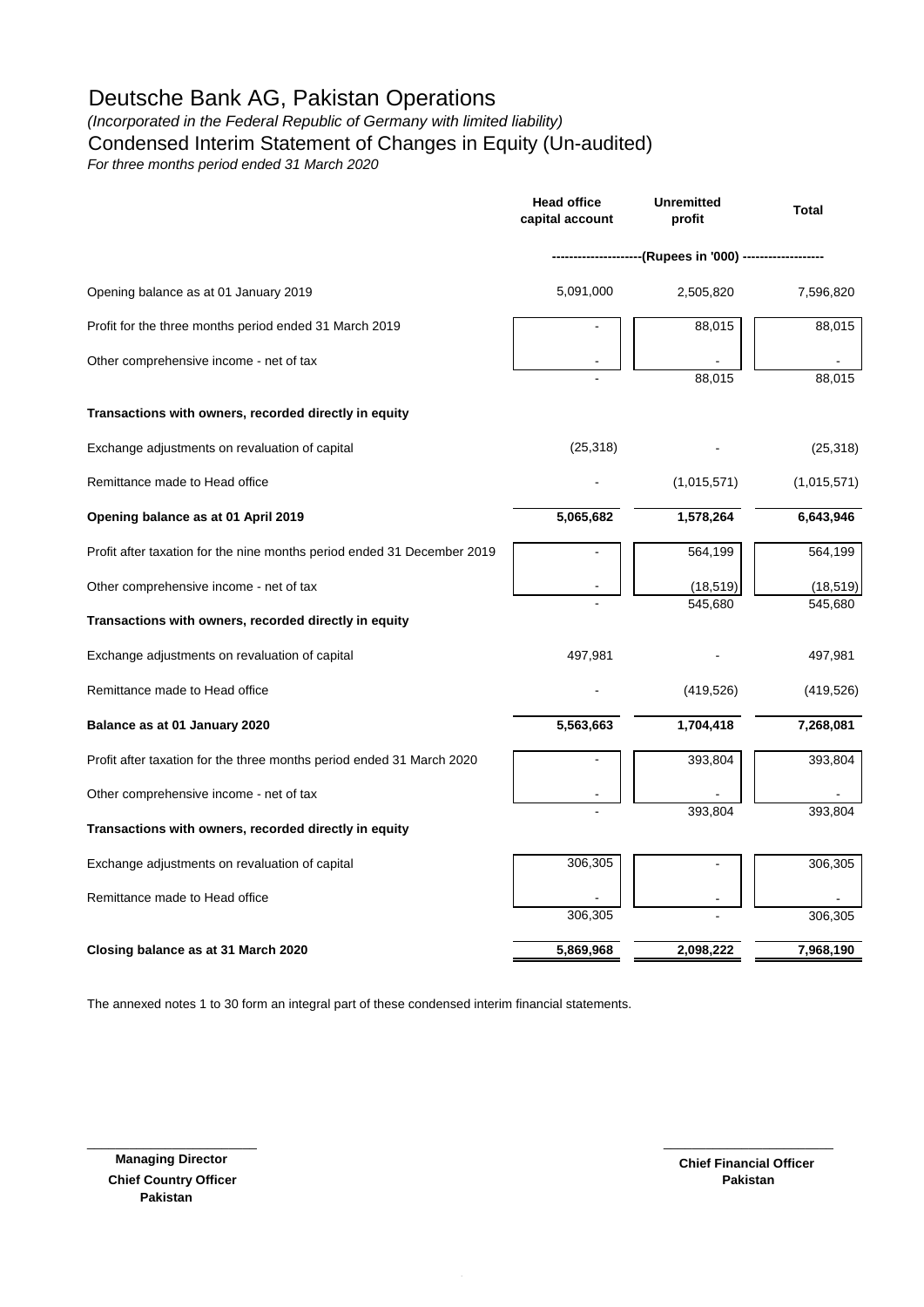# Deutsche Bank AG, Pakistan Operations

*(Incorporated in the Federal Republic of Germany with limited liability)*

## Condensed Interim Statement of Changes in Equity (Un-audited)

*For three months period ended 31 March 2020*

| | Head office capital account | Unremitted profit | Total |
|---|---|---|---|
| | --------------------(Rupees in '000) ------------------ | | |
| Opening balance as at 01 January 2019 | 5,091,000 | 2,505,820 | 7,596,820 |
| Profit for the three months period ended 31 March 2019 | - | 88,015 | 88,015 |
| Other comprehensive income - net of tax | - | - | - |
| | - | 88,015 | 88,015 |
| **Transactions with owners, recorded directly in equity** | | | |
| Exchange adjustments on revaluation of capital | (25,318) | - | (25,318) |
| Remittance made to Head office | - | (1,015,571) | (1,015,571) |
| **Opening balance as at 01 April 2019** | **5,065,682** | **1,578,264** | **6,643,946** |
| Profit after taxation for the nine months period ended 31 December 2019 | - | 564,199 | 564,199 |
| Other comprehensive income - net of tax | - | (18,519) | (18,519) |
| | - | 545,680 | 545,680 |
| **Transactions with owners, recorded directly in equity** | | | |
| Exchange adjustments on revaluation of capital | 497,981 | - | 497,981 |
| Remittance made to Head office | - | (419,526) | (419,526) |
| **Balance as at 01 January 2020** | **5,563,663** | **1,704,418** | **7,268,081** |
| Profit after taxation for the three months period ended 31 March 2020 | - | 393,804 | 393,804 |
| Other comprehensive income - net of tax | - | - | - |
| | - | 393,804 | 393,804 |
| **Transactions with owners, recorded directly in equity** | | | |
| Exchange adjustments on revaluation of capital | 306,305 | - | 306,305 |
| Remittance made to Head office | - | - | - |
| | 306,305 | - | 306,305 |
| **Closing balance as at 31 March 2020** | **5,869,968** | **2,098,222** | **7,968,190** |

The annexed notes 1 to 30 form an integral part of these condensed interim financial statements.

**Managing Director**
**Chief Country Officer**
**Pakistan**

**Chief Financial Officer**
**Pakistan**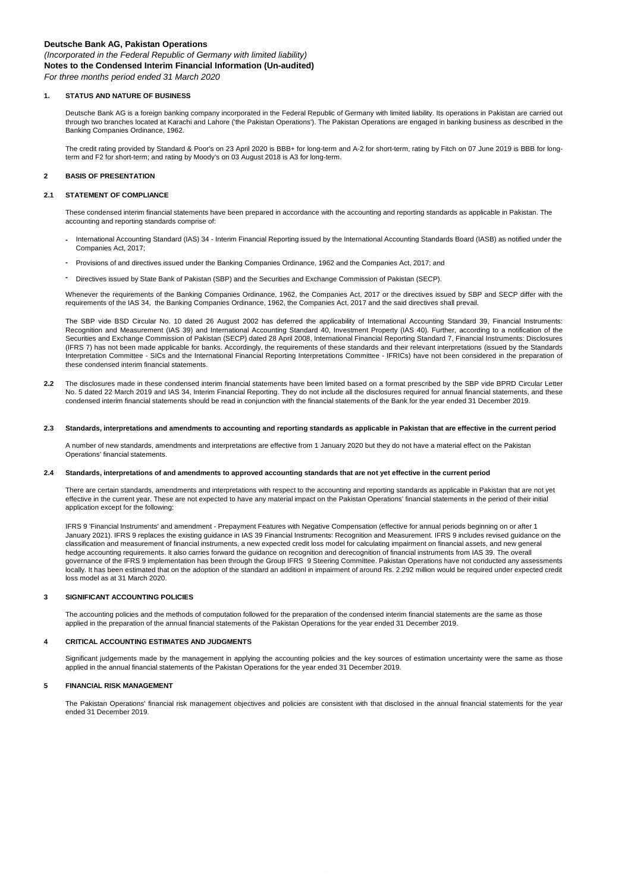**Deutsche Bank AG, Pakistan Operations**

*(Incorporated in the Federal Republic of Germany with limited liability)*

**Notes to the Condensed Interim Financial Information (Un-audited)**

*For three months period ended 31 March 2020*

## 1. STATUS AND NATURE OF BUSINESS

Deutsche Bank AG is a foreign banking company incorporated in the Federal Republic of Germany with limited liability. Its operations in Pakistan are carried out through two branches located at Karachi and Lahore ('the Pakistan Operations'). The Pakistan Operations are engaged in banking business as described in the Banking Companies Ordinance, 1962.

The credit rating provided by Standard & Poor's on 23 April 2020 is BBB+ for long-term and A-2 for short-term, rating by Fitch on 07 June 2019 is BBB for long-term and F2 for short-term; and rating by Moody's on 03 August 2018 is A3 for long-term.

## 2 BASIS OF PRESENTATION

### 2.1 STATEMENT OF COMPLIANCE

These condensed interim financial statements have been prepared in accordance with the accounting and reporting standards as applicable in Pakistan. The accounting and reporting standards comprise of:

- International Accounting Standard (IAS) 34 - Interim Financial Reporting issued by the International Accounting Standards Board (IASB) as notified under the Companies Act, 2017;
- Provisions of and directives issued under the Banking Companies Ordinance, 1962 and the Companies Act, 2017; and
- Directives issued by State Bank of Pakistan (SBP) and the Securities and Exchange Commission of Pakistan (SECP).

Whenever the requirements of the Banking Companies Ordinance, 1962, the Companies Act, 2017 or the directives issued by SBP and SECP differ with the requirements of the IAS 34, the Banking Companies Ordinance, 1962, the Companies Act, 2017 and the said directives shall prevail.

The SBP vide BSD Circular No. 10 dated 26 August 2002 has deferred the applicability of International Accounting Standard 39, Financial Instruments: Recognition and Measurement (IAS 39) and International Accounting Standard 40, Investment Property (IAS 40). Further, according to a notification of the Securities and Exchange Commission of Pakistan (SECP) dated 28 April 2008, International Financial Reporting Standard 7, Financial Instruments: Disclosures (IFRS 7) has not been made applicable for banks. Accordingly, the requirements of these standards and their relevant interpretations (issued by the Standards Interpretation Committee - SICs and the International Financial Reporting Interpretations Committee - IFRICs) have not been considered in the preparation of these condensed interim financial statements.

**2.2** The disclosures made in these condensed interim financial statements have been limited based on a format prescribed by the SBP vide BPRD Circular Letter No. 5 dated 22 March 2019 and IAS 34, Interim Financial Reporting. They do not include all the disclosures required for annual financial statements, and these condensed interim financial statements should be read in conjunction with the financial statements of the Bank for the year ended 31 December 2019.

### 2.3 Standards, interpretations and amendments to accounting and reporting standards as applicable in Pakistan that are effective in the current period

A number of new standards, amendments and interpretations are effective from 1 January 2020 but they do not have a material effect on the Pakistan Operations' financial statements.

### 2.4 Standards, interpretations of and amendments to approved accounting standards that are not yet effective in the current period

There are certain standards, amendments and interpretations with respect to the accounting and reporting standards as applicable in Pakistan that are not yet effective in the current year. These are not expected to have any material impact on the Pakistan Operations' financial statements in the period of their initial application except for the following:

IFRS 9 'Financial Instruments' and amendment - Prepayment Features with Negative Compensation (effective for annual periods beginning on or after 1 January 2021). IFRS 9 replaces the existing guidance in IAS 39 Financial Instruments: Recognition and Measurement. IFRS 9 includes revised guidance on the classification and measurement of financial instruments, a new expected credit loss model for calculating impairment on financial assets, and new general hedge accounting requirements. It also carries forward the guidance on recognition and derecognition of financial instruments from IAS 39. The overall governance of the IFRS 9 implementation has been through the Group IFRS 9 Steering Committee. Pakistan Operations have not conducted any assessments locally. It has been estimated that on the adoption of the standard an additionl in impairment of around Rs. 2.292 million would be required under expected credit loss model as at 31 March 2020.

## 3 SIGNIFICANT ACCOUNTING POLICIES

The accounting policies and the methods of computation followed for the preparation of the condensed interim financial statements are the same as those applied in the preparation of the annual financial statements of the Pakistan Operations for the year ended 31 December 2019.

## 4 CRITICAL ACCOUNTING ESTIMATES AND JUDGMENTS

Significant judgements made by the management in applying the accounting policies and the key sources of estimation uncertainty were the same as those applied in the annual financial statements of the Pakistan Operations for the year ended 31 December 2019.

## 5 FINANCIAL RISK MANAGEMENT

The Pakistan Operations' financial risk management objectives and policies are consistent with that disclosed in the annual financial statements for the year ended 31 December 2019.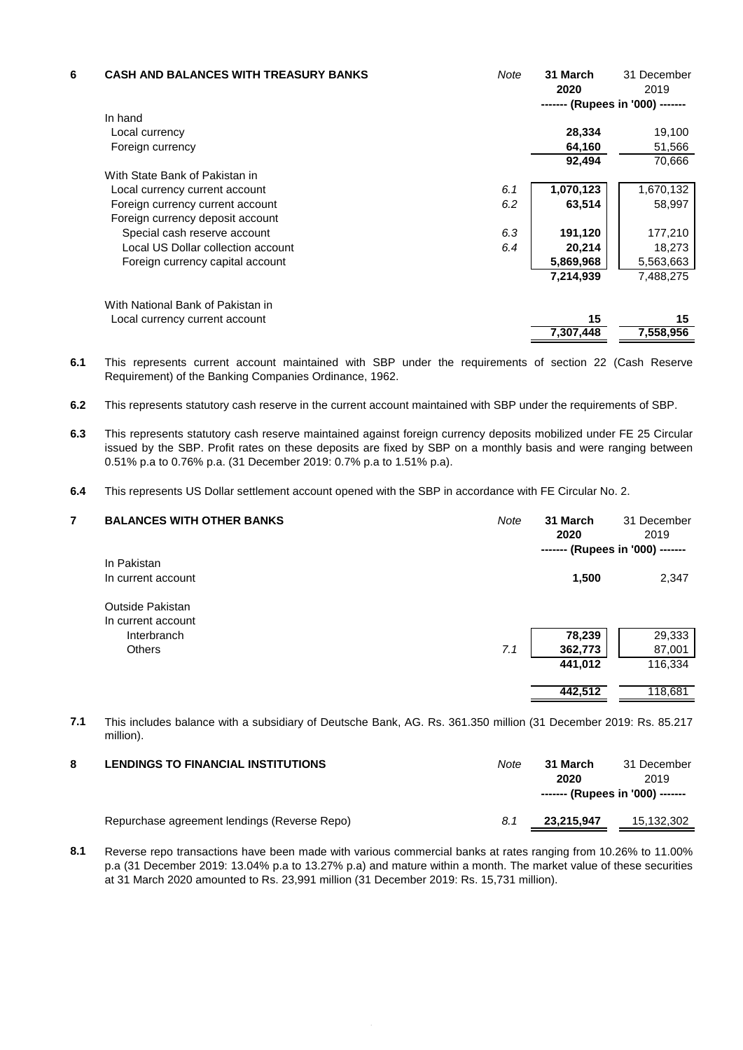## 6 CASH AND BALANCES WITH TREASURY BANKS

| | Note | 31 March 2020 | 31 December 2019 |
|---|---|---|---|
| | | ------- (Rupees in '000) ------- | |
| In hand | | | |
| Local currency | | **28,334** | 19,100 |
| Foreign currency | | **64,160** | 51,566 |
| | | **92,494** | 70,666 |
| With State Bank of Pakistan in | | | |
| Local currency current account | 6.1 | **1,070,123** | 1,670,132 |
| Foreign currency current account | 6.2 | **63,514** | 58,997 |
| Foreign currency deposit account | | | |
| Special cash reserve account | 6.3 | **191,120** | 177,210 |
| Local US Dollar collection account | 6.4 | **20,214** | 18,273 |
| Foreign currency capital account | | **5,869,968** | 5,563,663 |
| | | **7,214,939** | 7,488,275 |
| With National Bank of Pakistan in | | | |
| Local currency current account | | **15** | 15 |
| | | **7,307,448** | 7,558,956 |

**6.1** This represents current account maintained with SBP under the requirements of section 22 (Cash Reserve Requirement) of the Banking Companies Ordinance, 1962.

**6.2** This represents statutory cash reserve in the current account maintained with SBP under the requirements of SBP.

**6.3** This represents statutory cash reserve maintained against foreign currency deposits mobilized under FE 25 Circular issued by the SBP. Profit rates on these deposits are fixed by SBP on a monthly basis and were ranging between 0.51% p.a to 0.76% p.a. (31 December 2019: 0.7% p.a to 1.51% p.a).

**6.4** This represents US Dollar settlement account opened with the SBP in accordance with FE Circular No. 2.

## 7 BALANCES WITH OTHER BANKS

| | Note | 31 March 2020 | 31 December 2019 |
|---|---|---|---|
| | | ------- (Rupees in '000) ------- | |
| In Pakistan | | | |
| In current account | | **1,500** | 2,347 |
| Outside Pakistan | | | |
| In current account | | | |
| Interbranch | | **78,239** | 29,333 |
| Others | 7.1 | **362,773** | 87,001 |
| | | **441,012** | 116,334 |
| | | **442,512** | 118,681 |

**7.1** This includes balance with a subsidiary of Deutsche Bank, AG. Rs. 361.350 million (31 December 2019: Rs. 85.217 million).

## 8 LENDINGS TO FINANCIAL INSTITUTIONS

| | Note | 31 March 2020 | 31 December 2019 |
|---|---|---|---|
| | | ------- (Rupees in '000) ------- | |
| Repurchase agreement lendings (Reverse Repo) | 8.1 | **23,215,947** | 15,132,302 |

**8.1** Reverse repo transactions have been made with various commercial banks at rates ranging from 10.26% to 11.00% p.a (31 December 2019: 13.04% p.a to 13.27% p.a) and mature within a month. The market value of these securities at 31 March 2020 amounted to Rs. 23,991 million (31 December 2019: Rs. 15,731 million).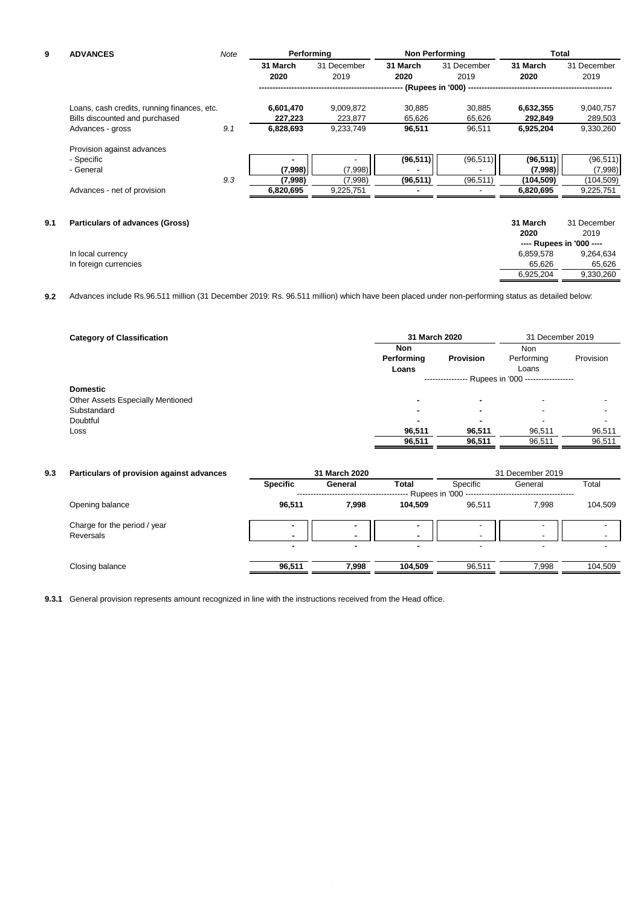## 9 ADVANCES

| | Note | Performing | | Non Performing | | Total | |
|---|---|---|---|---|---|---|---|
| | | **31 March 2020** | 31 December 2019 | **31 March 2020** | 31 December 2019 | **31 March 2020** | 31 December 2019 |
| | | (Rupees in '000) | | | | | |
| Loans, cash credits, running finances, etc. | | **6,601,470** | 9,009,872 | **30,885** | 30,885 | **6,632,355** | 9,040,757 |
| Bills discounted and purchased | | **227,223** | 223,877 | **65,626** | 65,626 | **292,849** | 289,503 |
| Advances - gross | 9.1 | **6,828,693** | 9,233,749 | **96,511** | 96,511 | **6,925,204** | 9,330,260 |
| Provision against advances | | | | | | | |
| - Specific | | **-** | - | **(96,511)** | (96,511) | **(96,511)** | (96,511) |
| - General | | **(7,998)** | (7,998) | **-** | - | **(7,998)** | (7,998) |
| | 9.3 | **(7,998)** | (7,998) | **(96,511)** | (96,511) | **(104,509)** | (104,509) |
| Advances - net of provision | | **6,820,695** | 9,225,751 | **-** | - | **6,820,695** | 9,225,751 |

### 9.1 Particulars of advances (Gross)

| | **31 March 2020** | 31 December 2019 |
|---|---|---|
| | ---- Rupees in '000 ---- | |
| In local currency | 6,859,578 | 9,264,634 |
| In foreign currencies | 65,626 | 65,626 |
| | 6,925,204 | 9,330,260 |

**9.2** Advances include Rs.96.511 million (31 December 2019: Rs. 96.511 million) which have been placed under non-performing status as detailed below:

| Category of Classification | 31 March 2020 | | 31 December 2019 | |
|---|---|---|---|---|
| | **Non Performing Loans** | **Provision** | Non Performing Loans | Provision |
| | Rupees in '000 | | | |
| **Domestic** | | | | |
| Other Assets Especially Mentioned | **-** | **-** | - | - |
| Substandard | **-** | **-** | - | - |
| Doubtful | **-** | **-** | - | - |
| Loss | **96,511** | **96,511** | 96,511 | 96,511 |
| | **96,511** | **96,511** | 96,511 | 96,511 |

### 9.3 Particulars of provision against advances

| | 31 March 2020 | | | 31 December 2019 | | |
|---|---|---|---|---|---|---|
| | **Specific** | **General** | **Total** | Specific | General | Total |
| | Rupees in '000 | | | | | |
| Opening balance | **96,511** | **7,998** | **104,509** | 96,511 | 7,998 | 104,509 |
| Charge for the period / year | **-** | **-** | **-** | - | - | - |
| Reversals | **-** | **-** | **-** | - | - | - |
| | **-** | **-** | **-** | - | - | - |
| Closing balance | **96,511** | **7,998** | **104,509** | 96,511 | 7,998 | 104,509 |

**9.3.1** General provision represents amount recognized in line with the instructions received from the Head office.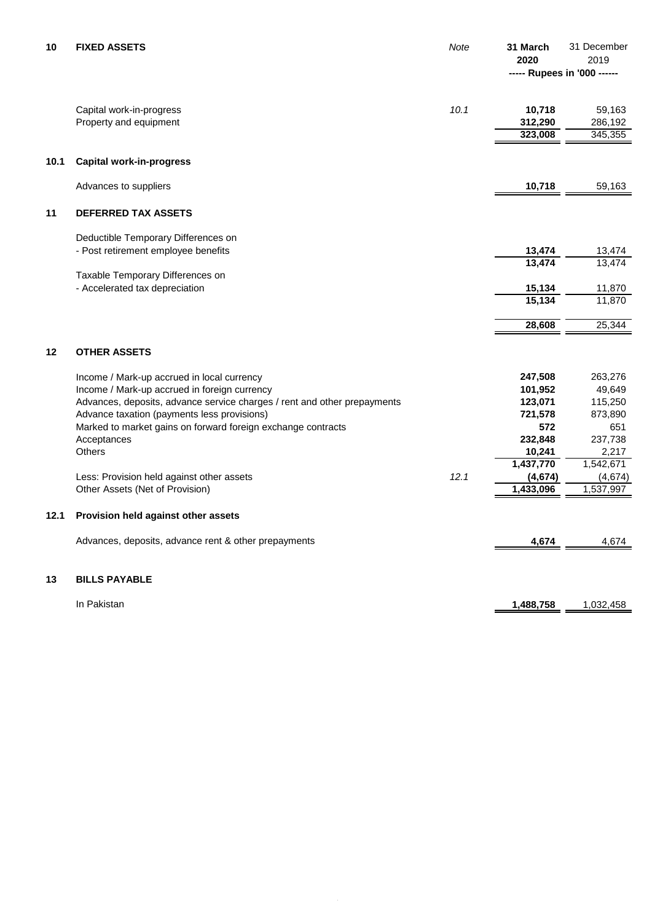## 10 FIXED ASSETS

| | Note | 31 March 2020 | 31 December 2019 |
|---|---|---|---|
| | | ----- Rupees in '000 ------ | |
| Capital work-in-progress | 10.1 | **10,718** | 59,163 |
| Property and equipment | | **312,290** | 286,192 |
| | | **323,008** | 345,355 |

### 10.1 Capital work-in-progress

| | Note | 31 March 2020 | 31 December 2019 |
|---|---|---|---|
| Advances to suppliers | | **10,718** | 59,163 |

## 11 DEFERRED TAX ASSETS

| | Note | 31 March 2020 | 31 December 2019 |
|---|---|---|---|
| Deductible Temporary Differences on | | | |
| - Post retirement employee benefits | | **13,474** | 13,474 |
| | | **13,474** | 13,474 |
| Taxable Temporary Differences on | | | |
| - Accelerated tax depreciation | | **15,134** | 11,870 |
| | | **15,134** | 11,870 |
| | | **28,608** | 25,344 |

## 12 OTHER ASSETS

| | Note | 31 March 2020 | 31 December 2019 |
|---|---|---|---|
| Income / Mark-up accrued in local currency | | **247,508** | 263,276 |
| Income / Mark-up accrued in foreign currency | | **101,952** | 49,649 |
| Advances, deposits, advance service charges / rent and other prepayments | | **123,071** | 115,250 |
| Advance taxation (payments less provisions) | | **721,578** | 873,890 |
| Marked to market gains on forward foreign exchange contracts | | **572** | 651 |
| Acceptances | | **232,848** | 237,738 |
| Others | | **10,241** | 2,217 |
| | | **1,437,770** | 1,542,671 |
| Less: Provision held against other assets | 12.1 | **(4,674)** | (4,674) |
| Other Assets (Net of Provision) | | **1,433,096** | 1,537,997 |

### 12.1 Provision held against other assets

| | Note | 31 March 2020 | 31 December 2019 |
|---|---|---|---|
| Advances, deposits, advance rent & other prepayments | | **4,674** | 4,674 |

## 13 BILLS PAYABLE

| | Note | 31 March 2020 | 31 December 2019 |
|---|---|---|---|
| In Pakistan | | **1,488,758** | 1,032,458 |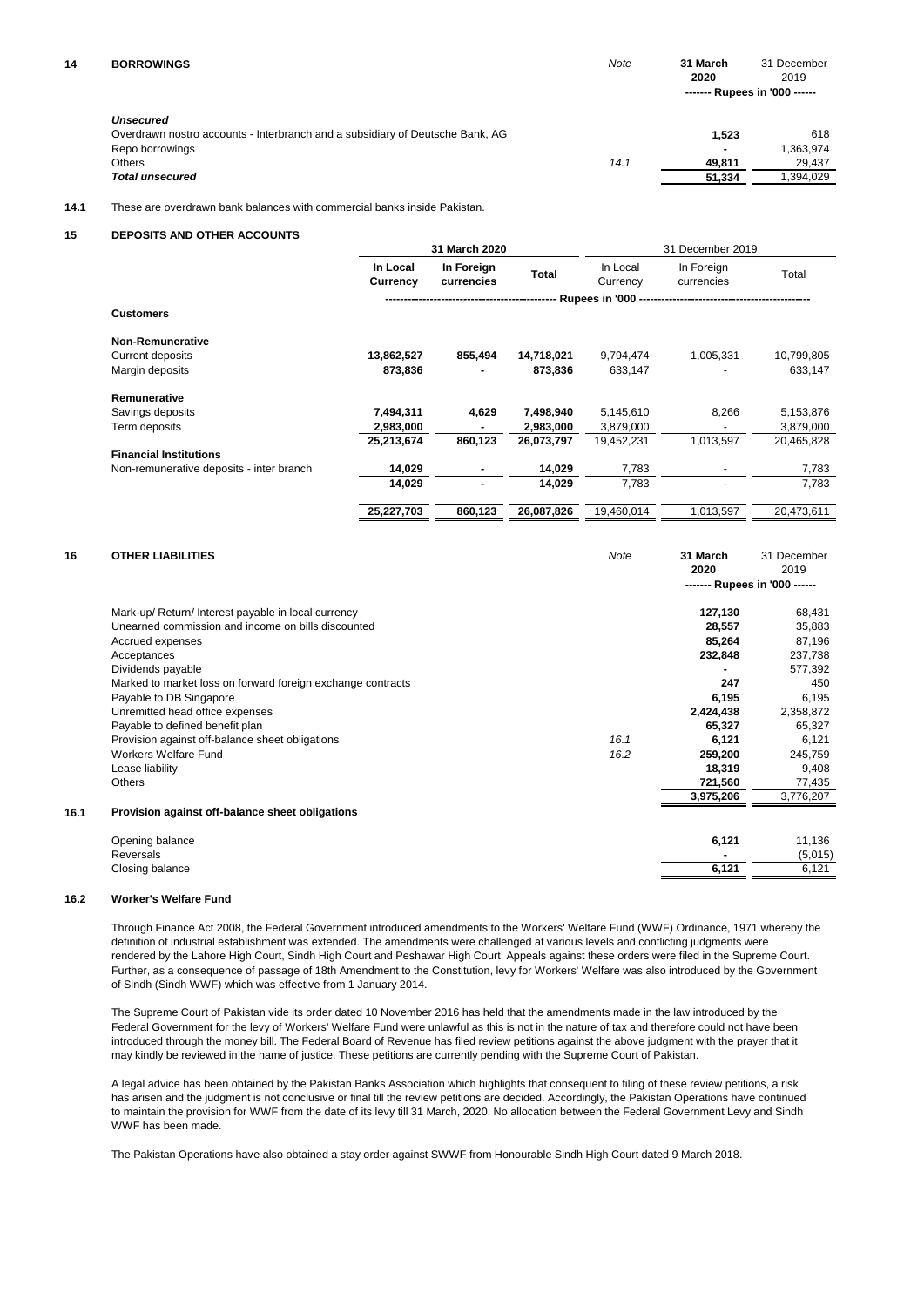## 14 BORROWINGS

| | Note | 31 March 2020 | 31 December 2019 |
|---|---|---|---|
| | | ------- Rupees in '000 ------ | |
| ***Unsecured*** | | | |
| Overdrawn nostro accounts - Interbank and a subsidiary of Deutsche Bank, AG | | 1,523 | 618 |
| Repo borrowings | | - | 1,363,974 |
| Others | 14.1 | 49,811 | 29,437 |
| ***Total unsecured*** | | 51,334 | 1,394,029 |

**14.1** These are overdrawn bank balances with commercial banks inside Pakistan.

## 15 DEPOSITS AND OTHER ACCOUNTS

| | 31 March 2020 | | | 31 December 2019 | | |
|---|---|---|---|---|---|---|
| | In Local Currency | In Foreign currencies | Total | In Local Currency | In Foreign currencies | Total |
| | ------------------------------------------------ Rupees in '000 ------------------------------------------------ | | | | | |
| **Customers** | | | | | | |
| **Non-Remunerative** | | | | | | |
| Current deposits | 13,862,527 | 855,494 | 14,718,021 | 9,794,474 | 1,005,331 | 10,799,805 |
| Margin deposits | 873,836 | - | 873,836 | 633,147 | - | 633,147 |
| **Remunerative** | | | | | | |
| Savings deposits | 7,494,311 | 4,629 | 7,498,940 | 5,145,610 | 8,266 | 5,153,876 |
| Term deposits | 2,983,000 | - | 2,983,000 | 3,879,000 | - | 3,879,000 |
| | 25,213,674 | 860,123 | 26,073,797 | 19,452,231 | 1,013,597 | 20,465,828 |
| **Financial Institutions** | | | | | | |
| Non-remunerative deposits - inter branch | 14,029 | - | 14,029 | 7,783 | - | 7,783 |
| | 14,029 | - | 14,029 | 7,783 | - | 7,783 |
| | 25,227,703 | 860,123 | 26,087,826 | 19,460,014 | 1,013,597 | 20,473,611 |

## 16 OTHER LIABILITIES

| | Note | 31 March 2020 | 31 December 2019 |
|---|---|---|---|
| | | ------- Rupees in '000 ------ | |
| Mark-up/ Return/ Interest payable in local currency | | 127,130 | 68,431 |
| Unearned commission and income on bills discounted | | 28,557 | 35,883 |
| Accrued expenses | | 85,264 | 87,196 |
| Acceptances | | 232,848 | 237,738 |
| Dividends payable | | - | 577,392 |
| Marked to market loss on forward foreign exchange contracts | | 247 | 450 |
| Payable to DB Singapore | | 6,195 | 6,195 |
| Unremitted head office expenses | | 2,424,438 | 2,358,872 |
| Payable to defined benefit plan | | 65,327 | 65,327 |
| Provision against off-balance sheet obligations | 16.1 | 6,121 | 6,121 |
| Workers Welfare Fund | 16.2 | 259,200 | 245,759 |
| Lease liability | | 18,319 | 9,408 |
| Others | | 721,560 | 77,435 |
| | | 3,975,206 | 3,776,207 |

### 16.1 Provision against off-balance sheet obligations

| | 31 March 2020 | 31 December 2019 |
|---|---|---|
| Opening balance | 6,121 | 11,136 |
| Reversals | - | (5,015) |
| Closing balance | 6,121 | 6,121 |

### 16.2 Worker's Welfare Fund

Through Finance Act 2008, the Federal Government introduced amendments to the Workers' Welfare Fund (WWF) Ordinance, 1971 whereby the definition of industrial establishment was extended. The amendments were challenged at various levels and conflicting judgments were rendered by the Lahore High Court, Sindh High Court and Peshawar High Court. Appeals against these orders were filed in the Supreme Court. Further, as a consequence of passage of 18th Amendment to the Constitution, levy for Workers' Welfare was also introduced by the Government of Sindh (Sindh WWF) which was effective from 1 January 2014.

The Supreme Court of Pakistan vide its order dated 10 November 2016 has held that the amendments made in the law introduced by the Federal Government for the levy of Workers' Welfare Fund were unlawful as this is not in the nature of tax and therefore could not have been introduced through the money bill. The Federal Board of Revenue has filed review petitions against the above judgment with the prayer that it may kindly be reviewed in the name of justice. These petitions are currently pending with the Supreme Court of Pakistan.

A legal advice has been obtained by the Pakistan Banks Association which highlights that consequent to filing of these review petitions, a risk has arisen and the judgment is not conclusive or final till the review petitions are decided. Accordingly, the Pakistan Operations have continued to maintain the provision for WWF from the date of its levy till 31 March, 2020. No allocation between the Federal Government Levy and Sindh WWF has been made.

The Pakistan Operations have also obtained a stay order against SWWF from Honourable Sindh High Court dated 9 March 2018.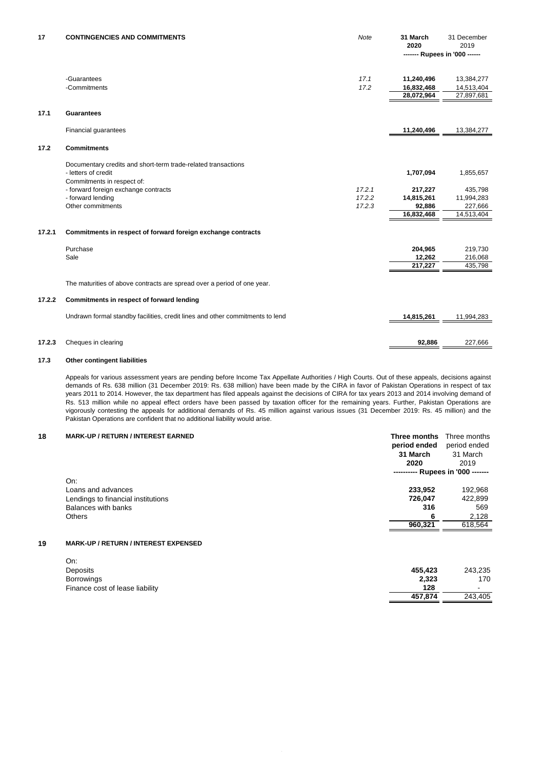## 17 CONTINGENCIES AND COMMITMENTS

| | Note | 31 March 2020 | 31 December 2019 |
|---|---|---|---|
| | | ------- Rupees in '000 ------ | |
| -Guarantees | 17.1 | **11,240,496** | 13,384,277 |
| -Commitments | 17.2 | **16,832,468** | 14,513,404 |
| | | **28,072,964** | 27,897,681 |

### 17.1 Guarantees

| | | | |
|---|---|---|---|
| Financial guarantees | | **11,240,496** | 13,384,277 |

### 17.2 Commitments

| | Note | 31 March 2020 | 31 December 2019 |
|---|---|---|---|
| Documentary credits and short-term trade-related transactions | | | |
| - letters of credit | | **1,707,094** | 1,855,657 |
| Commitments in respect of: | | | |
| - forward foreign exchange contracts | 17.2.1 | **217,227** | 435,798 |
| - forward lending | 17.2.2 | **14,815,261** | 11,994,283 |
| Other commitments | 17.2.3 | **92,886** | 227,666 |
| | | **16,832,468** | 14,513,404 |

### 17.2.1 Commitments in respect of forward foreign exchange contracts

| | 31 March 2020 | 31 December 2019 |
|---|---|---|
| Purchase | **204,965** | 219,730 |
| Sale | **12,262** | 216,068 |
| | **217,227** | 435,798 |

The maturities of above contracts are spread over a period of one year.

### 17.2.2 Commitments in respect of forward lending

| | 31 March 2020 | 31 December 2019 |
|---|---|---|
| Undrawn formal standby facilities, credit lines and other commitments to lend | **14,815,261** | 11,994,283 |

### 17.2.3 Cheques in clearing

| | 31 March 2020 | 31 December 2019 |
|---|---|---|
| Cheques in clearing | **92,886** | 227,666 |

### 17.3 Other contingent liabilities

Appeals for various assessment years are pending before Income Tax Appellate Authorities / High Courts. Out of these appeals, decisions against demands of Rs. 638 million (31 December 2019: Rs. 638 million) have been made by the CIRA in favor of Pakistan Operations in respect of tax years 2011 to 2014. However, the tax department has filed appeals against the decisions of CIRA for tax years 2013 and 2014 involving demand of Rs. 513 million while no appeal effect orders have been passed by taxation officer for the remaining years. Further, Pakistan Operations are vigorously contesting the appeals for additional demands of Rs. 45 million against various issues (31 December 2019: Rs. 45 million) and the Pakistan Operations are confident that no additional liability would arise.

## 18 MARK-UP / RETURN / INTEREST EARNED

| | Three months period ended 31 March 2020 | Three months period ended 31 March 2019 |
|---|---|---|
| | ---------- Rupees in '000 ------- | |
| On: | | |
| Loans and advances | **233,952** | 192,968 |
| Lendings to financial institutions | **726,047** | 422,899 |
| Balances with banks | **316** | 569 |
| Others | **6** | 2,128 |
| | **960,321** | 618,564 |

## 19 MARK-UP / RETURN / INTEREST EXPENSED

| | Three months period ended 31 March 2020 | Three months period ended 31 March 2019 |
|---|---|---|
| On: | | |
| Deposits | **455,423** | 243,235 |
| Borrowings | **2,323** | 170 |
| Finance cost of lease liability | **128** | - |
| | **457,874** | 243,405 |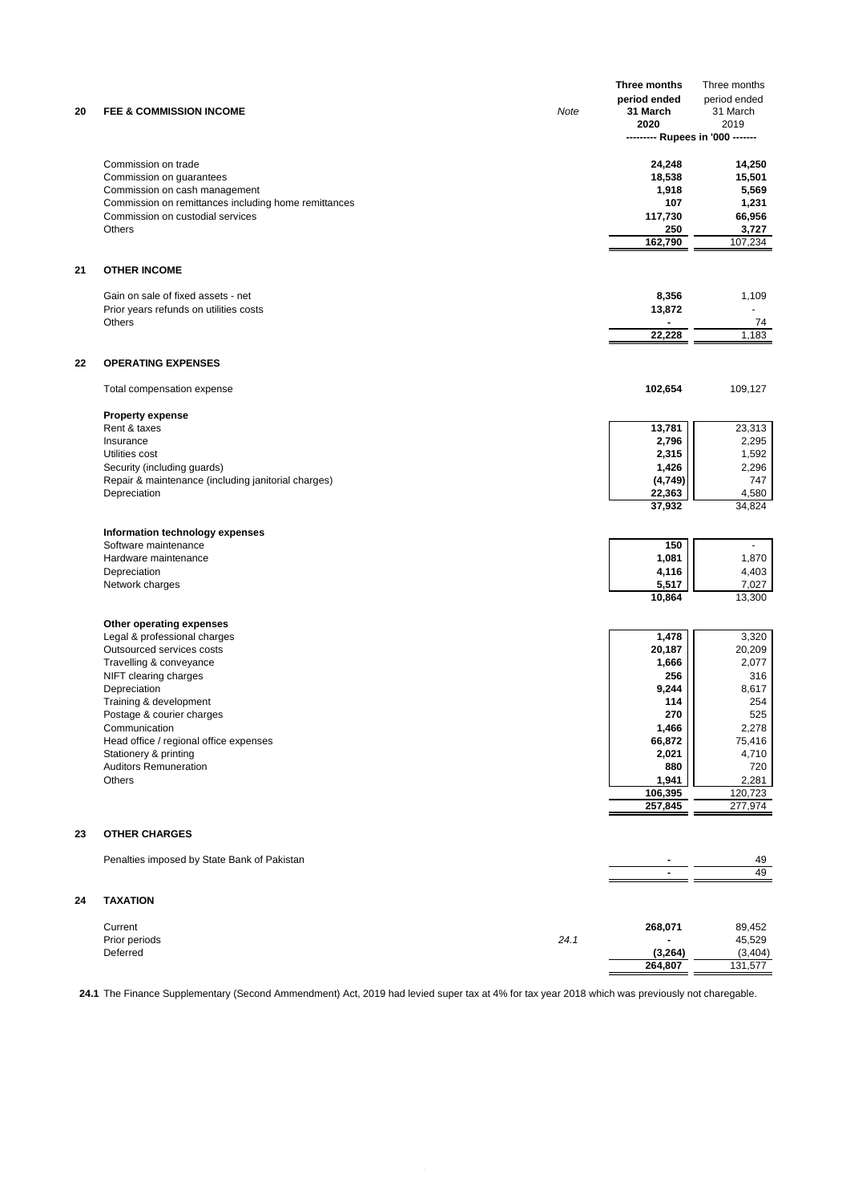| | | Note | Three months period ended 31 March 2020 | Three months period ended 31 March 2019 |
|---|---|---|---|---|
| | | | --------- Rupees in '000 ------- | |
| **20** | **FEE & COMMISSION INCOME** | | | |
| | Commission on trade | | **24,248** | **14,250** |
| | Commission on guarantees | | **18,538** | **15,501** |
| | Commission on cash management | | **1,918** | **5,569** |
| | Commission on remittances including home remittances | | **107** | **1,231** |
| | Commission on custodial services | | **117,730** | **66,956** |
| | Others | | **250** | **3,727** |
| | | | **162,790** | 107,234 |
| **21** | **OTHER INCOME** | | | |
| | Gain on sale of fixed assets - net | | **8,356** | 1,109 |
| | Prior years refunds on utilities costs | | **13,872** | - |
| | Others | | **-** | 74 |
| | | | **22,228** | 1,183 |
| **22** | **OPERATING EXPENSES** | | | |
| | Total compensation expense | | **102,654** | 109,127 |
| | **Property expense** | | | |
| | Rent & taxes | | **13,781** | 23,313 |
| | Insurance | | **2,796** | 2,295 |
| | Utilities cost | | **2,315** | 1,592 |
| | Security (including guards) | | **1,426** | 2,296 |
| | Repair & maintenance (including janitorial charges) | | **(4,749)** | 747 |
| | Depreciation | | **22,363** | 4,580 |
| | | | **37,932** | 34,824 |
| | **Information technology expenses** | | | |
| | Software maintenance | | **150** | - |
| | Hardware maintenance | | **1,081** | 1,870 |
| | Depreciation | | **4,116** | 4,403 |
| | Network charges | | **5,517** | 7,027 |
| | | | **10,864** | 13,300 |
| | **Other operating expenses** | | | |
| | Legal & professional charges | | **1,478** | 3,320 |
| | Outsourced services costs | | **20,187** | 20,209 |
| | Travelling & conveyance | | **1,666** | 2,077 |
| | NIFT clearing charges | | **256** | 316 |
| | Depreciation | | **9,244** | 8,617 |
| | Training & development | | **114** | 254 |
| | Postage & courier charges | | **270** | 525 |
| | Communication | | **1,466** | 2,278 |
| | Head office / regional office expenses | | **66,872** | 75,416 |
| | Stationery & printing | | **2,021** | 4,710 |
| | Auditors Remuneration | | **880** | 720 |
| | Others | | **1,941** | 2,281 |
| | | | **106,395** | 120,723 |
| | | | **257,845** | 277,974 |
| **23** | **OTHER CHARGES** | | | |
| | Penalties imposed by State Bank of Pakistan | | **-** | 49 |
| | | | **-** | 49 |
| **24** | **TAXATION** | | | |
| | Current | | **268,071** | 89,452 |
| | Prior periods | *24.1* | **-** | 45,529 |
| | Deferred | | **(3,264)** | (3,404) |
| | | | **264,807** | 131,577 |

**24.1** The Finance Supplementary (Second Ammendment) Act, 2019 had levied super tax at 4% for tax year 2018 which was previously not charegable.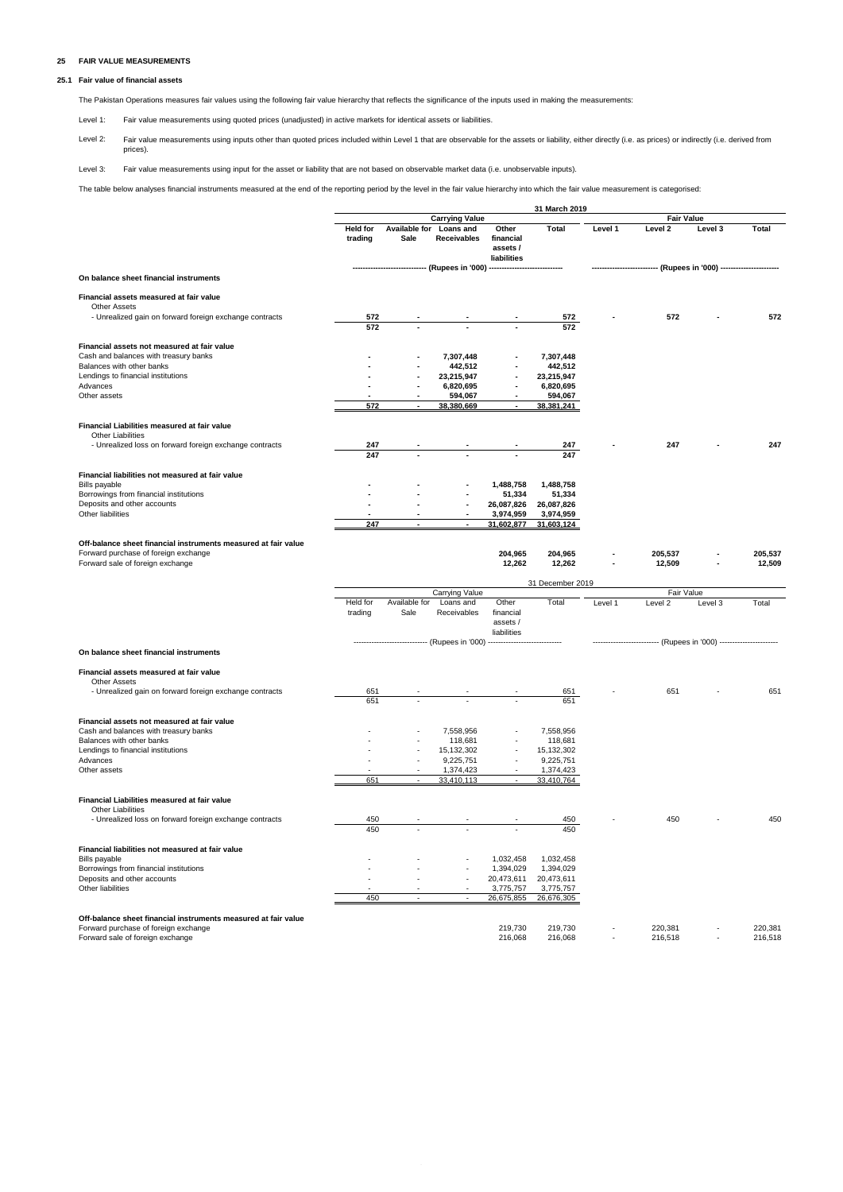## 25 FAIR VALUE MEASUREMENTS

### 25.1 Fair value of financial assets

The Pakistan Operations measures fair values using the following fair value hierarchy that reflects the significance of the inputs used in making the measurements:

Level 1: Fair value measurements using quoted prices (unadjusted) in active markets for identical assets or liabilities.

Level 2: Fair value measurements using inputs other than quoted prices included within Level 1 that are observable for the assets or liability, either directly (i.e. as prices) or indirectly (i.e. derived from prices).

Level 3: Fair value measurements using input for the asset or liability that are not based on observable market data (i.e. unobservable inputs).

The table below analyses financial instruments measured at the end of the reporting period by the level in the fair value hierarchy into which the fair value measurement is categorised:

| | 31 March 2019 | | | | | | | | |
|---|---|---|---|---|---|---|---|---|---|
| | Carrying Value | | | | | Fair Value | | | |
| | Held for trading | Available for Sale | Loans and Receivables | Other financial assets / liabilities | Total | Level 1 | Level 2 | Level 3 | Total |
| | (Rupees in '000) | | | | | (Rupees in '000) | | | |
| **On balance sheet financial instruments** | | | | | | | | | |
| **Financial assets measured at fair value** | | | | | | | | | |
| Other Assets | | | | | | | | | |
| - Unrealized gain on forward foreign exchange contracts | 572 | - | - | - | 572 | - | 572 | - | 572 |
| | 572 | - | - | - | 572 | | | | |
| **Financial assets not measured at fair value** | | | | | | | | | |
| Cash and balances with treasury banks | - | - | 7,307,448 | - | 7,307,448 | | | | |
| Balances with other banks | - | - | 442,512 | - | 442,512 | | | | |
| Lendings to financial institutions | - | - | 23,215,947 | - | 23,215,947 | | | | |
| Advances | - | - | 6,820,695 | - | 6,820,695 | | | | |
| Other assets | - | - | 594,067 | - | 594,067 | | | | |
| | 572 | - | 38,380,669 | - | 38,381,241 | | | | |
| **Financial Liabilities measured at fair value** | | | | | | | | | |
| Other Liabilities | | | | | | | | | |
| - Unrealized loss on forward foreign exchange contracts | 247 | - | - | - | 247 | - | 247 | - | 247 |
| | 247 | - | - | - | 247 | | | | |
| **Financial liabilities not measured at fair value** | | | | | | | | | |
| Bills payable | - | - | - | 1,488,758 | 1,488,758 | | | | |
| Borrowings from financial institutions | - | - | - | 51,334 | 51,334 | | | | |
| Deposits and other accounts | - | - | - | 26,087,826 | 26,087,826 | | | | |
| Other liabilities | - | - | - | 3,974,959 | 3,974,959 | | | | |
| | 247 | - | - | 31,602,877 | 31,603,124 | | | | |
| **Off-balance sheet financial instruments measured at fair value** | | | | | | | | | |
| Forward purchase of foreign exchange | | | | 204,965 | 204,965 | - | 205,537 | - | 205,537 |
| Forward sale of foreign exchange | | | | 12,262 | 12,262 | - | 12,509 | - | 12,509 |

| | 31 December 2019 | | | | | | | | |
|---|---|---|---|---|---|---|---|---|---|
| | Carrying Value | | | | | Fair Value | | | |
| | Held for trading | Available for Sale | Loans and Receivables | Other financial assets / liabilities | Total | Level 1 | Level 2 | Level 3 | Total |
| | (Rupees in '000) | | | | | (Rupees in '000) | | | |
| **On balance sheet financial instruments** | | | | | | | | | |
| **Financial assets measured at fair value** | | | | | | | | | |
| Other Assets | | | | | | | | | |
| - Unrealized gain on forward foreign exchange contracts | 651 | - | - | - | 651 | - | 651 | - | 651 |
| | 651 | - | - | - | 651 | | | | |
| **Financial assets not measured at fair value** | | | | | | | | | |
| Cash and balances with treasury banks | - | - | 7,558,956 | - | 7,558,956 | | | | |
| Balances with other banks | - | - | 118,681 | - | 118,681 | | | | |
| Lendings to financial institutions | - | - | 15,132,302 | - | 15,132,302 | | | | |
| Advances | - | - | 9,225,751 | - | 9,225,751 | | | | |
| Other assets | - | - | 1,374,423 | - | 1,374,423 | | | | |
| | 651 | - | 33,410,113 | - | 33,410,764 | | | | |
| **Financial Liabilities measured at fair value** | | | | | | | | | |
| Other Liabilities | | | | | | | | | |
| - Unrealized loss on forward foreign exchange contracts | 450 | - | - | - | 450 | - | 450 | - | 450 |
| | 450 | - | - | - | 450 | | | | |
| **Financial liabilities not measured at fair value** | | | | | | | | | |
| Bills payable | - | - | - | 1,032,458 | 1,032,458 | | | | |
| Borrowings from financial institutions | - | - | - | 1,394,029 | 1,394,029 | | | | |
| Deposits and other accounts | - | - | - | 20,473,611 | 20,473,611 | | | | |
| Other liabilities | - | - | - | 3,775,757 | 3,775,757 | | | | |
| | 450 | - | - | 26,675,855 | 26,676,305 | | | | |
| **Off-balance sheet financial instruments measured at fair value** | | | | | | | | | |
| Forward purchase of foreign exchange | | | | 219,730 | 219,730 | - | 220,381 | - | 220,381 |
| Forward sale of foreign exchange | | | | 216,068 | 216,068 | - | 216,518 | - | 216,518 |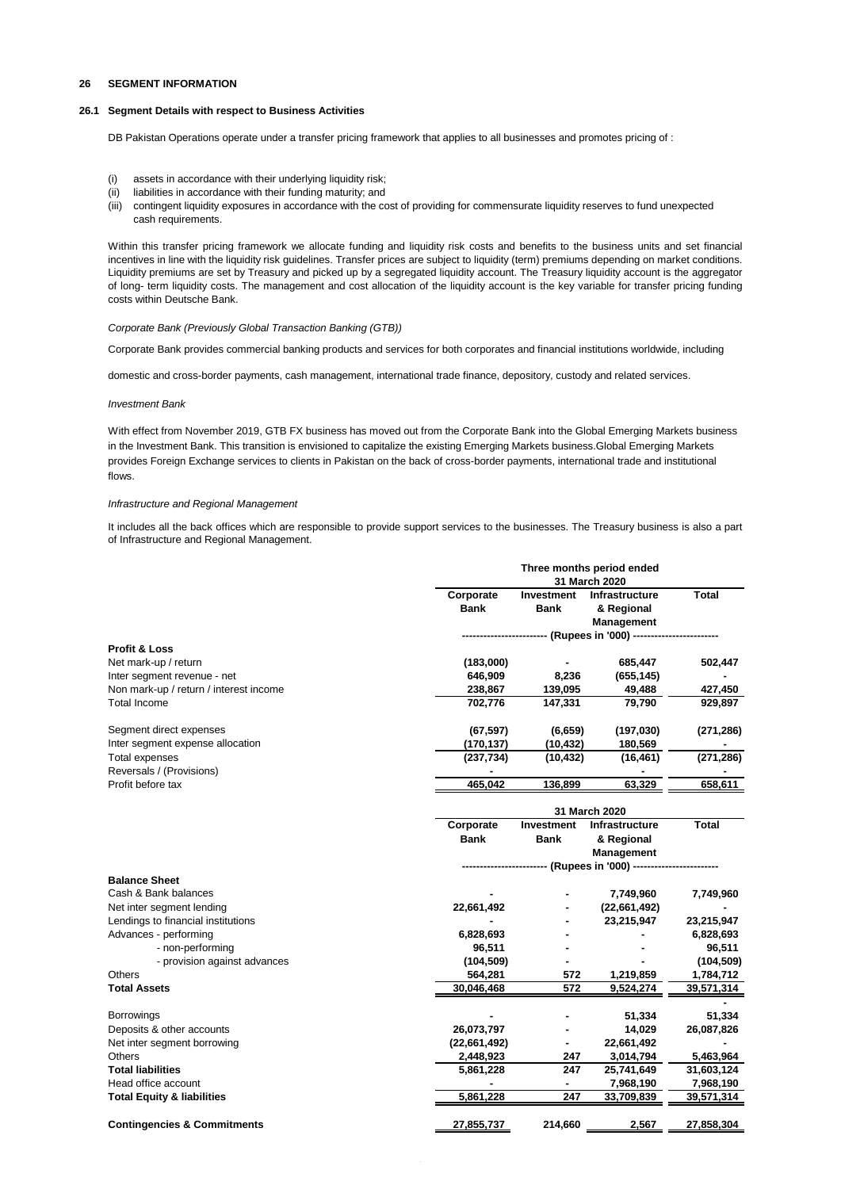## 26 SEGMENT INFORMATION

### 26.1 Segment Details with respect to Business Activities

DB Pakistan Operations operate under a transfer pricing framework that applies to all businesses and promotes pricing of :

(i) assets in accordance with their underlying liquidity risk;
(ii) liabilities in accordance with their funding maturity; and
(iii) contingent liquidity exposures in accordance with the cost of providing for commensurate liquidity reserves to fund unexpected cash requirements.

Within this transfer pricing framework we allocate funding and liquidity risk costs and benefits to the business units and set financial incentives in line with the liquidity risk guidelines. Transfer prices are subject to liquidity (term) premiums depending on market conditions. Liquidity premiums are set by Treasury and picked up by a segregated liquidity account. The Treasury liquidity account is the aggregator of long- term liquidity costs. The management and cost allocation of the liquidity account is the key variable for transfer pricing funding costs within Deutsche Bank.

*Corporate Bank (Previously Global Transaction Banking (GTB))*

Corporate Bank provides commercial banking products and services for both corporates and financial institutions worldwide, including

domestic and cross-border payments, cash management, international trade finance, depository, custody and related services.

*Investment Bank*

With effect from November 2019, GTB FX business has moved out from the Corporate Bank into the Global Emerging Markets business in the Investment Bank. This transition is envisioned to capitalize the existing Emerging Markets business.Global Emerging Markets provides Foreign Exchange services to clients in Pakistan on the back of cross-border payments, international trade and institutional flows.

*Infrastructure and Regional Management*

It includes all the back offices which are responsible to provide support services to the businesses. The Treasury business is also a part of Infrastructure and Regional Management.

| | Three months period ended 31 March 2020 | | | |
|---|---|---|---|---|
| | Corporate Bank | Investment Bank | Infrastructure & Regional Management | Total |
| | (Rupees in '000) | | | |
| **Profit & Loss** | | | | |
| Net mark-up / return | (183,000) | - | 685,447 | 502,447 |
| Inter segment revenue - net | 646,909 | 8,236 | (655,145) | - |
| Non mark-up / return / interest income | 238,867 | 139,095 | 49,488 | 427,450 |
| Total Income | 702,776 | 147,331 | 79,790 | 929,897 |
| Segment direct expenses | (67,597) | (6,659) | (197,030) | (271,286) |
| Inter segment expense allocation | (170,137) | (10,432) | 180,569 | - |
| Total expenses | (237,734) | (10,432) | (16,461) | (271,286) |
| Reversals / (Provisions) | - | | - | - |
| Profit before tax | 465,042 | 136,899 | 63,329 | 658,611 |

| | 31 March 2020 | | | |
|---|---|---|---|---|
| | Corporate Bank | Investment Bank | Infrastructure & Regional Management | Total |
| | (Rupees in '000) | | | |
| **Balance Sheet** | | | | |
| Cash & Bank balances | - | - | 7,749,960 | 7,749,960 |
| Net inter segment lending | 22,661,492 | - | (22,661,492) | - |
| Lendings to financial institutions | - | - | 23,215,947 | 23,215,947 |
| Advances - performing | 6,828,693 | - | - | 6,828,693 |
| - non-performing | 96,511 | - | - | 96,511 |
| - provision against advances | (104,509) | - | - | (104,509) |
| Others | 564,281 | 572 | 1,219,859 | 1,784,712 |
| **Total Assets** | 30,046,468 | 572 | 9,524,274 | 39,571,314 |
| | | | | - |
| Borrowings | - | - | 51,334 | 51,334 |
| Deposits & other accounts | 26,073,797 | - | 14,029 | 26,087,826 |
| Net inter segment borrowing | (22,661,492) | - | 22,661,492 | - |
| Others | 2,448,923 | 247 | 3,014,794 | 5,463,964 |
| **Total liabilities** | 5,861,228 | 247 | 25,741,649 | 31,603,124 |
| Head office account | - | - | 7,968,190 | 7,968,190 |
| **Total Equity & liabilities** | 5,861,228 | 247 | 33,709,839 | 39,571,314 |
| **Contingencies & Commitments** | 27,855,737 | 214,660 | 2,567 | 27,858,304 |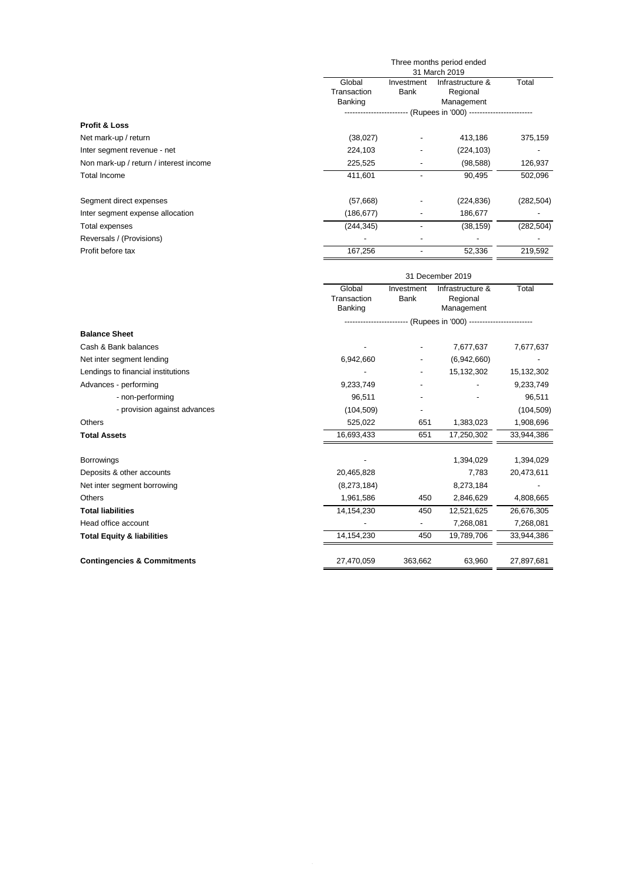| | Three months period ended 31 March 2019 | | | |
|---|---|---|---|---|
| | Global Transaction Banking | Investment Bank | Infrastructure & Regional Management | Total |
| | ------------------------ (Rupees in '000) ------------------------ | | | |
| **Profit & Loss** | | | | |
| Net mark-up / return | (38,027) | - | 413,186 | 375,159 |
| Inter segment revenue - net | 224,103 | - | (224,103) | - |
| Non mark-up / return / interest income | 225,525 | - | (98,588) | 126,937 |
| Total Income | 411,601 | - | 90,495 | 502,096 |
| | | | | |
| Segment direct expenses | (57,668) | - | (224,836) | (282,504) |
| Inter segment expense allocation | (186,677) | - | 186,677 | - |
| Total expenses | (244,345) | - | (38,159) | (282,504) |
| Reversals / (Provisions) | - | - | - | - |
| Profit before tax | 167,256 | - | 52,336 | 219,592 |

| | 31 December 2019 | | | |
|---|---|---|---|---|
| | Global Transaction Banking | Investment Bank | Infrastructure & Regional Management | Total |
| | ------------------------ (Rupees in '000) ------------------------ | | | |
| **Balance Sheet** | | | | |
| Cash & Bank balances | - | - | 7,677,637 | 7,677,637 |
| Net inter segment lending | 6,942,660 | - | (6,942,660) | - |
| Lendings to financial institutions | - | - | 15,132,302 | 15,132,302 |
| Advances - performing | 9,233,749 | - | - | 9,233,749 |
| - non-performing | 96,511 | - | - | 96,511 |
| - provision against advances | (104,509) | - | | (104,509) |
| Others | 525,022 | 651 | 1,383,023 | 1,908,696 |
| **Total Assets** | 16,693,433 | 651 | 17,250,302 | 33,944,386 |
| | | | | |
| Borrowings | - | | 1,394,029 | 1,394,029 |
| Deposits & other accounts | 20,465,828 | | 7,783 | 20,473,611 |
| Net inter segment borrowing | (8,273,184) | | 8,273,184 | - |
| Others | 1,961,586 | 450 | 2,846,629 | 4,808,665 |
| **Total liabilities** | 14,154,230 | 450 | 12,521,625 | 26,676,305 |
| Head office account | - | - | 7,268,081 | 7,268,081 |
| **Total Equity & liabilities** | 14,154,230 | 450 | 19,789,706 | 33,944,386 |
| | | | | |
| **Contingencies & Commitments** | 27,470,059 | 363,662 | 63,960 | 27,897,681 |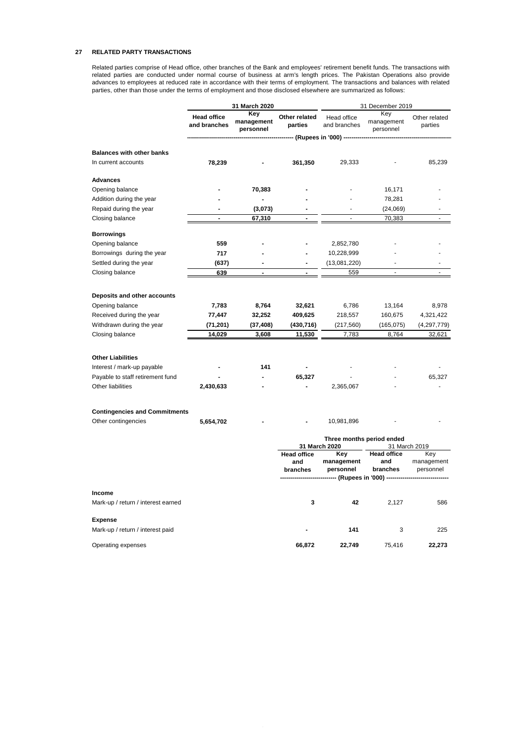## 27 RELATED PARTY TRANSACTIONS

Related parties comprise of Head office, other branches of the Bank and employees' retirement benefit funds. The transactions with related parties are conducted under normal course of business at arm's length prices. The Pakistan Operations also provide advances to employees at reduced rate in accordance with their terms of employment. The transactions and balances with related parties, other than those under the terms of employment and those disclosed elsewhere are summarized as follows:

| | 31 March 2020 | | | 31 December 2019 | | |
|---|---|---|---|---|---|---|
| | **Head office and branches** | **Key management personnel** | **Other related parties** | Head office and branches | Key management personnel | Other related parties |
| | ---------- | ---------- | ---------- (Rupees in '000) | ---------- | ---------- | ---------- |
| **Balances with other banks** | | | | | | |
| In current accounts | **78,239** | **-** | **361,350** | 29,333 | - | 85,239 |
| **Advances** | | | | | | |
| Opening balance | **-** | **70,383** | **-** | - | 16,171 | - |
| Addition during the year | **-** | **-** | **-** | - | 78,281 | - |
| Repaid during the year | **-** | **(3,073)** | **-** | - | (24,069) | - |
| Closing balance | **-** | **67,310** | **-** | - | 70,383 | - |
| **Borrowings** | | | | | | |
| Opening balance | **559** | **-** | **-** | 2,852,780 | - | - |
| Borrowings during the year | **717** | **-** | **-** | 10,228,999 | - | - |
| Settled during the year | **(637)** | **-** | **-** | (13,081,220) | - | - |
| Closing balance | **639** | **-** | **-** | 559 | - | - |
| **Deposits and other accounts** | | | | | | |
| Opening balance | **7,783** | **8,764** | **32,621** | 6,786 | 13,164 | 8,978 |
| Received during the year | **77,447** | **32,252** | **409,625** | 218,557 | 160,675 | 4,321,422 |
| Withdrawn during the year | **(71,201)** | **(37,408)** | **(430,716)** | (217,560) | (165,075) | (4,297,779) |
| Closing balance | **14,029** | **3,608** | **11,530** | 7,783 | 8,764 | 32,621 |
| **Other Liabilities** | | | | | | |
| Interest / mark-up payable | **-** | **141** | **-** | - | - | - |
| Payable to staff retirement fund | **-** | **-** | **65,327** | - | - | 65,327 |
| Other liabilities | **2,430,633** | **-** | **-** | 2,365,067 | - | - |
| **Contingencies and Commitments** | | | | | | |
| Other contingencies | **5,654,702** | **-** | **-** | 10,981,896 | - | - |

| | Three months period ended | | | |
|---|---|---|---|---|
| | 31 March 2020 | | 31 March 2019 | |
| | **Head office and branches** | **Key management personnel** | **Head office and branches** | Key management personnel |
| | ---------- | (Rupees in '000) | ---------- | ---------- |
| **Income** | | | | |
| Mark-up / return / interest earned | **3** | **42** | 2,127 | 586 |
| **Expense** | | | | |
| Mark-up / return / interest paid | **-** | **141** | 3 | 225 |
| Operating expenses | **66,872** | **22,749** | 75,416 | **22,273** |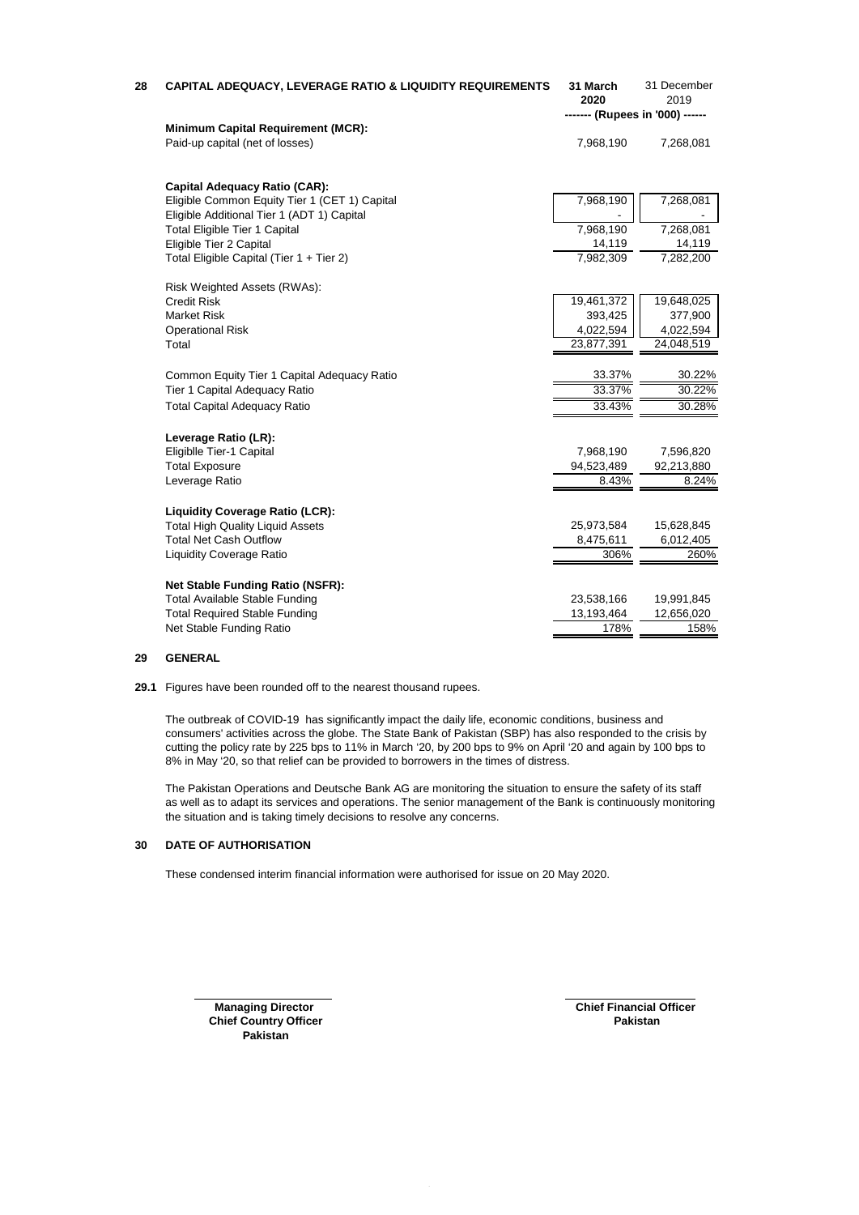## 28 CAPITAL ADEQUACY, LEVERAGE RATIO & LIQUIDITY REQUIREMENTS

| | 31 March 2020 | 31 December 2019 |
|---|---|---|
| | ------- (Rupees in '000) ------ | |
| **Minimum Capital Requirement (MCR):** | | |
| Paid-up capital (net of losses) | 7,968,190 | 7,268,081 |
| | | |
| **Capital Adequacy Ratio (CAR):** | | |
| Eligible Common Equity Tier 1 (CET 1) Capital | 7,968,190 | 7,268,081 |
| Eligible Additional Tier 1 (ADT 1) Capital | - | - |
| Total Eligible Tier 1 Capital | 7,968,190 | 7,268,081 |
| Eligible Tier 2 Capital | 14,119 | 14,119 |
| Total Eligible Capital (Tier 1 + Tier 2) | 7,982,309 | 7,282,200 |
| | | |
| Risk Weighted Assets (RWAs): | | |
| Credit Risk | 19,461,372 | 19,648,025 |
| Market Risk | 393,425 | 377,900 |
| Operational Risk | 4,022,594 | 4,022,594 |
| Total | 23,877,391 | 24,048,519 |
| | | |
| Common Equity Tier 1 Capital Adequacy Ratio | 33.37% | 30.22% |
| Tier 1 Capital Adequacy Ratio | 33.37% | 30.22% |
| Total Capital Adequacy Ratio | 33.43% | 30.28% |
| | | |
| **Leverage Ratio (LR):** | | |
| Eligiblle Tier-1 Capital | 7,968,190 | 7,596,820 |
| Total Exposure | 94,523,489 | 92,213,880 |
| Leverage Ratio | 8.43% | 8.24% |
| | | |
| **Liquidity Coverage Ratio (LCR):** | | |
| Total High Quality Liquid Assets | 25,973,584 | 15,628,845 |
| Total Net Cash Outflow | 8,475,611 | 6,012,405 |
| Liquidity Coverage Ratio | 306% | 260% |
| | | |
| **Net Stable Funding Ratio (NSFR):** | | |
| Total Available Stable Funding | 23,538,166 | 19,991,845 |
| Total Required Stable Funding | 13,193,464 | 12,656,020 |
| Net Stable Funding Ratio | 178% | 158% |

## 29 GENERAL

**29.1** Figures have been rounded off to the nearest thousand rupees.

The outbreak of COVID-19 has significantly impact the daily life, economic conditions, business and consumers' activities across the globe. The State Bank of Pakistan (SBP) has also responded to the crisis by cutting the policy rate by 225 bps to 11% in March '20, by 200 bps to 9% on April '20 and again by 100 bps to 8% in May '20, so that relief can be provided to borrowers in the times of distress.

The Pakistan Operations and Deutsche Bank AG are monitoring the situation to ensure the safety of its staff as well as to adapt its services and operations. The senior management of the Bank is continuously monitoring the situation and is taking timely decisions to resolve any concerns.

## 30 DATE OF AUTHORISATION

These condensed interim financial information were authorised for issue on 20 May 2020.

**Managing Director**
**Chief Country Officer**
**Pakistan**

**Chief Financial Officer**
**Pakistan**